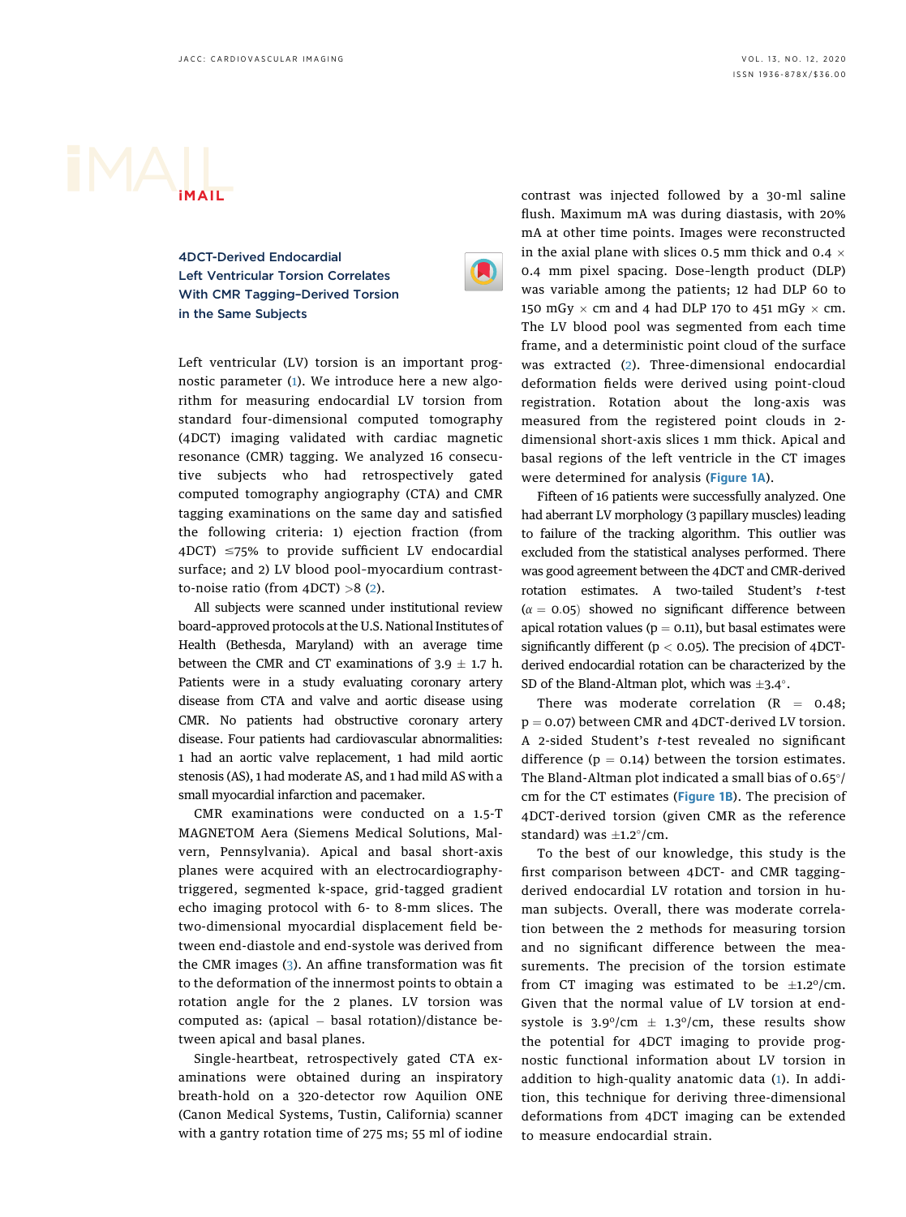iMAIL

## 4DCT-Derived Endocardial Left Ventricular Torsion Correlates With CMR Tagging–Derived Torsion in the Same Subjects

Left ventricular (LV) torsion is an important prognostic parameter (1). We introduce here a new algorithm for measuring endocardial LV torsion from standard four-dimensional computed tomography (4DCT) imaging validated with cardiac magnetic resonance (CMR) tagging. We analyzed 16 consecutive subjects who had retrospectively gated computed tomography angiography (CTA) and CMR tagging examinations on the same day and satisfied the following criteria: 1) ejection fraction (from 4DCT) ≤75% to provide sufficient LV endocardial surface; and 2) LV blood pool–myocardium contrast-to-noise ratio (from 4DCT) >8 (2).

All subjects were scanned under institutional review board-approved protocols at the U.S. National Institutes of Health (Bethesda, Maryland) with an average time between the CMR and CT examinations of 3.9 ± 1.7 h. Patients were in a study evaluating coronary artery disease from CTA and valve and aortic disease using CMR. No patients had obstructive coronary artery disease. Four patients had cardiovascular abnormalities: 1 had an aortic valve replacement, 1 had mild aortic stenosis (AS), 1 had moderate AS, and 1 had mild AS with a small myocardial infarction and pacemaker.

CMR examinations were conducted on a 1.5-T MAGNETOM Aera (Siemens Medical Solutions, Malvern, Pennsylvania). Apical and basal short-axis planes were acquired with an electrocardiography-triggered, segmented k-space, grid-tagged gradient echo imaging protocol with 6- to 8-mm slices. The two-dimensional myocardial displacement field between end-diastole and end-systole was derived from the CMR images (3). An affine transformation was fit to the deformation of the innermost points to obtain a rotation angle for the 2 planes. LV torsion was computed as: (apical − basal rotation)/distance between apical and basal planes.

Single-heartbeat, retrospectively gated CTA examinations were obtained during an inspiratory breath-hold on a 320-detector row Aquilion ONE (Canon Medical Systems, Tustin, California) scanner with a gantry rotation time of 275 ms; 55 ml of iodine contrast was injected followed by a 30-ml saline flush. Maximum mA was during diastasis, with 20% mA at other time points. Images were reconstructed in the axial plane with slices 0.5 mm thick and 0.4 × 0.4 mm pixel spacing. Dose-length product (DLP) was variable among the patients; 12 had DLP 60 to 150 mGy × cm and 4 had DLP 170 to 451 mGy × cm. The LV blood pool was segmented from each time frame, and a deterministic point cloud of the surface was extracted (2). Three-dimensional endocardial deformation fields were derived using point-cloud registration. Rotation about the long-axis was measured from the registered point clouds in 2-dimensional short-axis slices 1 mm thick. Apical and basal regions of the left ventricle in the CT images were determined for analysis (Figure 1A).

Fifteen of 16 patients were successfully analyzed. One had aberrant LV morphology (3 papillary muscles) leading to failure of the tracking algorithm. This outlier was excluded from the statistical analyses performed. There was good agreement between the 4DCT and CMR-derived rotation estimates. A two-tailed Student's *t*-test ($\alpha = 0.05$) showed no significant difference between apical rotation values ($p = 0.11$), but basal estimates were significantly different ($p < 0.05$). The precision of 4DCT-derived endocardial rotation can be characterized by the SD of the Bland-Altman plot, which was ±3.4°.

There was moderate correlation ($R = 0.48$; $p = 0.07$) between CMR and 4DCT-derived LV torsion. A 2-sided Student's *t*-test revealed no significant difference ($p = 0.14$) between the torsion estimates. The Bland-Altman plot indicated a small bias of 0.65°/cm for the CT estimates (Figure 1B). The precision of 4DCT-derived torsion (given CMR as the reference standard) was ±1.2°/cm.

To the best of our knowledge, this study is the first comparison between 4DCT- and CMR tagging-derived endocardial LV rotation and torsion in human subjects. Overall, there was moderate correlation between the 2 methods for measuring torsion and no significant difference between the measurements. The precision of the torsion estimate from CT imaging was estimated to be ±1.2°/cm. Given that the normal value of LV torsion at end-systole is 3.9°/cm ± 1.3°/cm, these results show the potential for 4DCT imaging to provide prognostic functional information about LV torsion in addition to high-quality anatomic data (1). In addition, this technique for deriving three-dimensional deformations from 4DCT imaging can be extended to measure endocardial strain.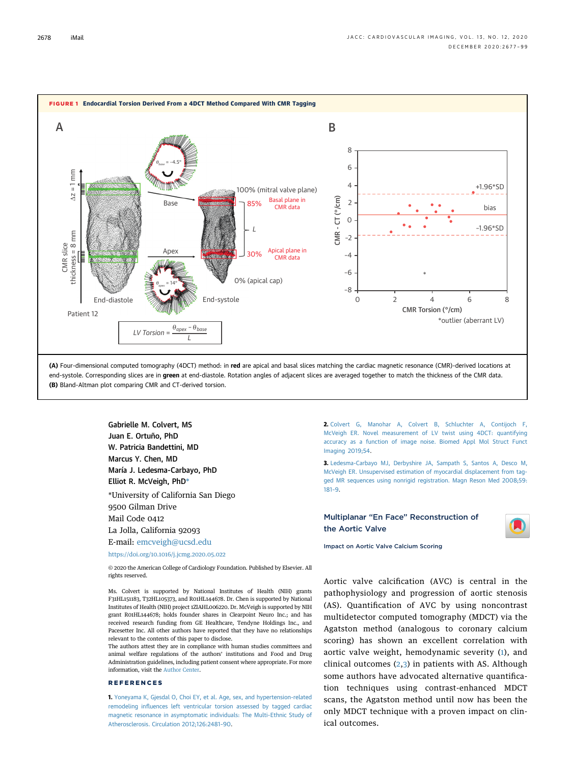**FIGURE 1 Endocardial Torsion Derived From a 4DCT Method Compared With CMR Tagging**

A

Δz = 1 mm

CMR slice thickness = 8 mm

$\theta_{base}$ = −4.5°

$\theta_{apex}$ = 14°

Base

Apex

100% (mitral valve plane)

85% Basal plane in CMR data

L

30% Apical plane in CMR data

0% (apical cap)

End-diastole

End-systole

Patient 12

$$LV\ Torsion = \frac{\theta_{apex} - \theta_{base}}{L}$$

B

CMR - CT (°/cm)

8

6

4

2

0

-2

-4

-6

-8

+1.96*SD

bias

-1.96*SD

0

2

4

6

8

CMR Torsion (°/cm)

*outlier (aberrant LV)

**(A)** Four-dimensional computed tomography (4DCT) method: in **red** are apical and basal slices matching the cardiac magnetic resonance (CMR)-derived locations at end-systole. Corresponding slices are in **green** at end-diastole. Rotation angles of adjacent slices are averaged together to match the thickness of the CMR data. **(B)** Bland-Altman plot comparing CMR and CT-derived torsion.

**Gabrielle M. Colvert, MS**
**Juan E. Ortuño, PhD**
**W. Patricia Bandettini, MD**
**Marcus Y. Chen, MD**
**María J. Ledesma-Carbayo, PhD**
**Elliot R. McVeigh, PhD***

*University of California San Diego
9500 Gilman Drive
Mail Code 0412
La Jolla, California 92093
E-mail: emcveigh@ucsd.edu

https://doi.org/10.1016/j.jcmg.2020.05.022

© 2020 the American College of Cardiology Foundation. Published by Elsevier. All rights reserved.

Ms. Colvert is supported by National Institutes of Health (NIH) grants F31HL151183, T32HL105373, and R01HL144678. Dr. Chen is supported by National Institutes of Health (NIH) project 1ZIAHL006220. Dr. McVeigh is supported by NIH grant R01HL144678; holds founder shares in Clearpoint Neuro Inc.; and has received research funding from GE Healthcare, Tendyne Holdings Inc., and Pacesetter Inc. All other authors have reported that they have no relationships relevant to the contents of this paper to disclose.

The authors attest they are in compliance with human studies committees and animal welfare regulations of the authors' institutions and Food and Drug Administration guidelines, including patient consent where appropriate. For more information, visit the Author Center.

## REFERENCES

1. Yoneyama K, Gjesdal O, Choi EY, et al. Age, sex, and hypertension-related remodeling influences left ventricular torsion assessed by tagged cardiac magnetic resonance in asymptomatic individuals: The Multi-Ethnic Study of Atherosclerosis. Circulation 2012;126:2481–90.

2. Colvert G, Manohar A, Colvert B, Schluchter A, Contijoch F, McVeigh ER. Novel measurement of LV twist using 4DCT: quantifying accuracy as a function of image noise. Biomed Appl Mol Struct Funct Imaging 2019;54.

3. Ledesma-Carbayo MJ, Derbyshire JA, Sampath S, Santos A, Desco M, McVeigh ER. Unsupervised estimation of myocardial displacement from tagged MR sequences using nonrigid registration. Magn Reson Med 2008;59:181–9.

## Multiplanar "En Face" Reconstruction of the Aortic Valve

### Impact on Aortic Valve Calcium Scoring

Aortic valve calcification (AVC) is central in the pathophysiology and progression of aortic stenosis (AS). Quantification of AVC by using noncontrast multidetector computed tomography (MDCT) via the Agatston method (analogous to coronary calcium scoring) has shown an excellent correlation with aortic valve weight, hemodynamic severity (1), and clinical outcomes (2,3) in patients with AS. Although some authors have advocated alternative quantification techniques using contrast-enhanced MDCT scans, the Agatston method until now has been the only MDCT technique with a proven impact on clinical outcomes.